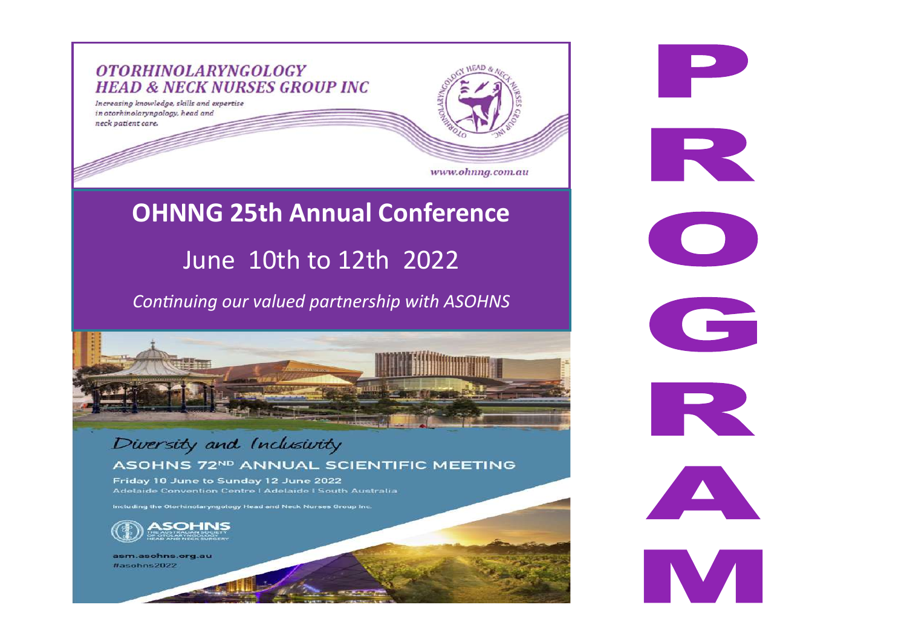**OTORHINOLARYNGOLOGY HEAD & NECK NURSES GROUP INC**

*Increasing knowledge, skills and expertise in otorhinolaryngology, head and neck patient care.*

www.ohnng.com.au

# OHNNG 25th Annual Conference

## June 10th to 12th 2022

*Continuing our valued partnership with ASOHNS*

*Diversity and Inclusivity*

**ASOHNS 72ND ANNUAL SCIENTIFIC MEETING**

Friday 10 June to Sunday 12 June 2022

Adelaide Convention Centre | Adelaide | South Australia

Including the Otorhinolaryngology Head and Neck Nurses Group Inc.

ASOHNS — THE AUSTRALIAN SOCIETY OF OTOLARYNGOLOGY HEAD AND NECK SURGERY

asm.asohns.org.au

#asohns2022

# PROGRAM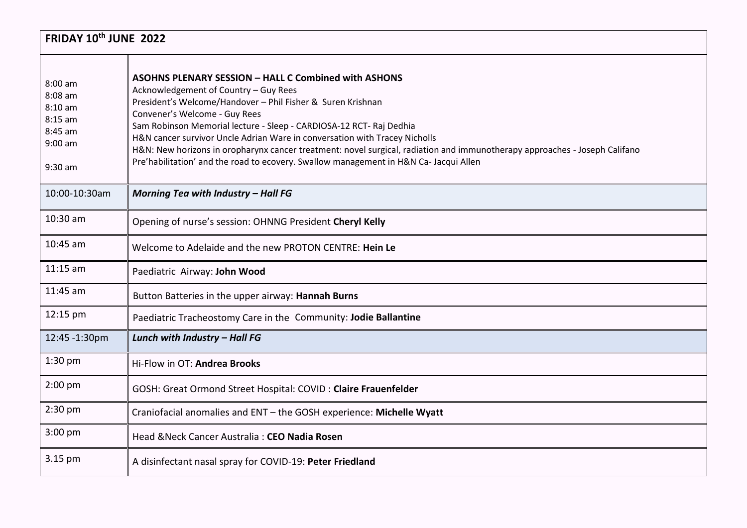## FRIDAY 10th JUNE 2022

| | |
|---|---|
| 8:00 am<br>8:08 am<br>8:10 am<br>8:15 am<br>8:45 am<br>9:00 am<br><br>9:30 am | **ASOHNS PLENARY SESSION – HALL C Combined with ASHONS**<br>Acknowledgement of Country – Guy Rees<br>President's Welcome/Handover – Phil Fisher & Suren Krishnan<br>Convener's Welcome - Guy Rees<br>Sam Robinson Memorial lecture - Sleep - CARDIOSA-12 RCT- Raj Dedhia<br>H&N cancer survivor Uncle Adrian Ware in conversation with Tracey Nicholls<br>H&N: New horizons in oropharynx cancer treatment: novel surgical, radiation and immunotherapy approaches - Joseph Califano<br>Pre'habilitation' and the road to ecovery. Swallow management in H&N Ca- Jacqui Allen |
| 10:00-10:30am | ***Morning Tea with Industry – Hall FG*** |
| 10:30 am | Opening of nurse's session: OHNNG President **Cheryl Kelly** |
| 10:45 am | Welcome to Adelaide and the new PROTON CENTRE: **Hein Le** |
| 11:15 am | Paediatric Airway: **John Wood** |
| 11:45 am | Button Batteries in the upper airway: **Hannah Burns** |
| 12:15 pm | Paediatric Tracheostomy Care in the Community: **Jodie Ballantine** |
| 12:45 -1:30pm | ***Lunch with Industry – Hall FG*** |
| 1:30 pm | Hi-Flow in OT: **Andrea Brooks** |
| 2:00 pm | GOSH: Great Ormond Street Hospital: COVID : **Claire Frauenfelder** |
| 2:30 pm | Craniofacial anomalies and ENT – the GOSH experience: **Michelle Wyatt** |
| 3:00 pm | Head &Neck Cancer Australia : **CEO Nadia Rosen** |
| 3.15 pm | A disinfectant nasal spray for COVID-19: **Peter Friedland** |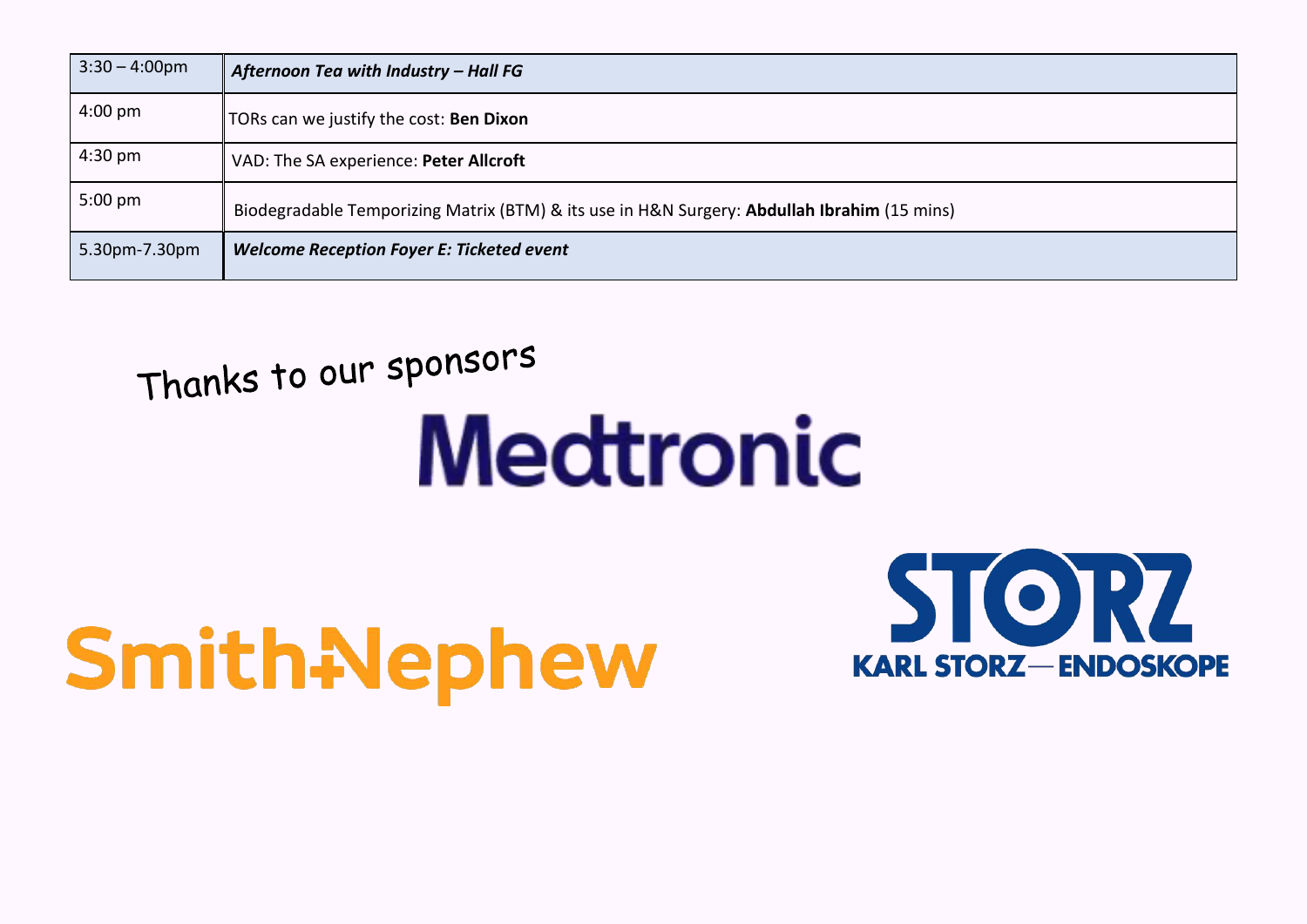| 3:30 – 4:00pm | ***Afternoon Tea with Industry – Hall FG*** |
|---|---|
| 4:00 pm | TORs can we justify the cost: **Ben Dixon** |
| 4:30 pm | VAD: The SA experience: **Peter Allcroft** |
| 5:00 pm | Biodegradable Temporizing Matrix (BTM) & its use in H&N Surgery: **Abdullah Ibrahim** (15 mins) |
| 5.30pm-7.30pm | ***Welcome Reception Foyer E: Ticketed event*** |

Thanks to our sponsors

Medtronic

Smith+Nephew

STORZ
KARL STORZ—ENDOSKOPE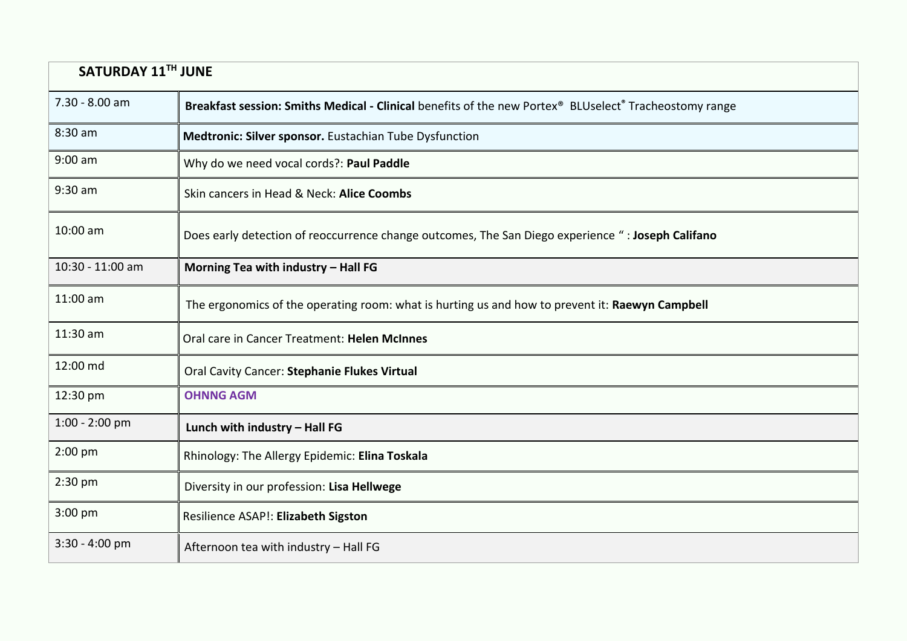| SATURDAY 11[TH] JUNE | |
|---|---|
| 7.30 - 8.00 am | **Breakfast session: Smiths Medical - Clinical** benefits of the new Portex® BLUselect® Tracheostomy range |
| 8:30 am | **Medtronic: Silver sponsor.** Eustachian Tube Dysfunction |
| 9:00 am | Why do we need vocal cords?: **Paul Paddle** |
| 9:30 am | Skin cancers in Head & Neck: **Alice Coombs** |
| 10:00 am | Does early detection of reoccurrence change outcomes, The San Diego experience " : **Joseph Califano** |
| 10:30 - 11:00 am | **Morning Tea with industry – Hall FG** |
| 11:00 am | The ergonomics of the operating room: what is hurting us and how to prevent it: **Raewyn Campbell** |
| 11:30 am | Oral care in Cancer Treatment: **Helen McInnes** |
| 12:00 md | Oral Cavity Cancer: **Stephanie Flukes Virtual** |
| 12:30 pm | **OHNNG AGM** |
| 1:00 - 2:00 pm | **Lunch with industry – Hall FG** |
| 2:00 pm | Rhinology: The Allergy Epidemic: **Elina Toskala** |
| 2:30 pm | Diversity in our profession: **Lisa Hellwege** |
| 3:00 pm | Resilience ASAP!: **Elizabeth Sigston** |
| 3:30 - 4:00 pm | Afternoon tea with industry – Hall FG |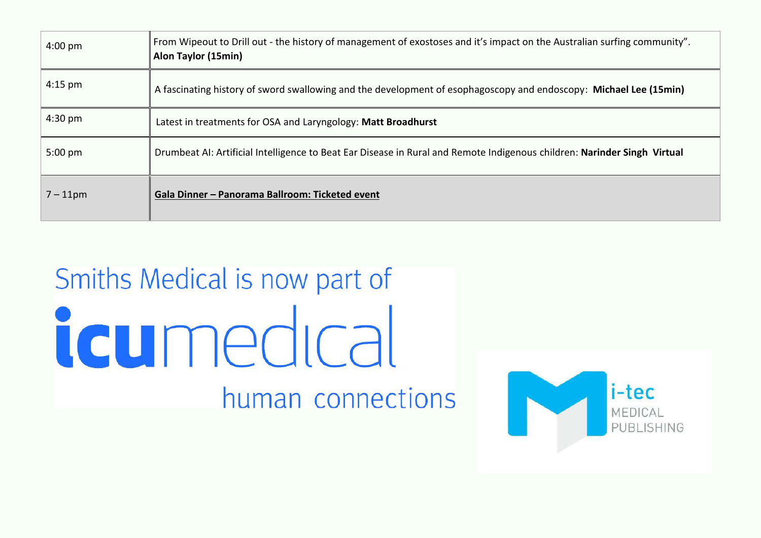| 4:00 pm | From Wipeout to Drill out - the history of management of exostoses and it's impact on the Australian surfing community". **Alon Taylor (15min)** |
|---|---|
| 4:15 pm | A fascinating history of sword swallowing and the development of esophagoscopy and endoscopy: **Michael Lee (15min)** |
| 4:30 pm | Latest in treatments for OSA and Laryngology: **Matt Broadhurst** |
| 5:00 pm | Drumbeat AI: Artificial Intelligence to Beat Ear Disease in Rural and Remote Indigenous children: **Narinder Singh Virtual** |
| 7 – 11pm | **Gala Dinner – Panorama Ballroom: Ticketed event** |

Smiths Medical is now part of

icumedical

human connections

i-tec MEDICAL PUBLISHING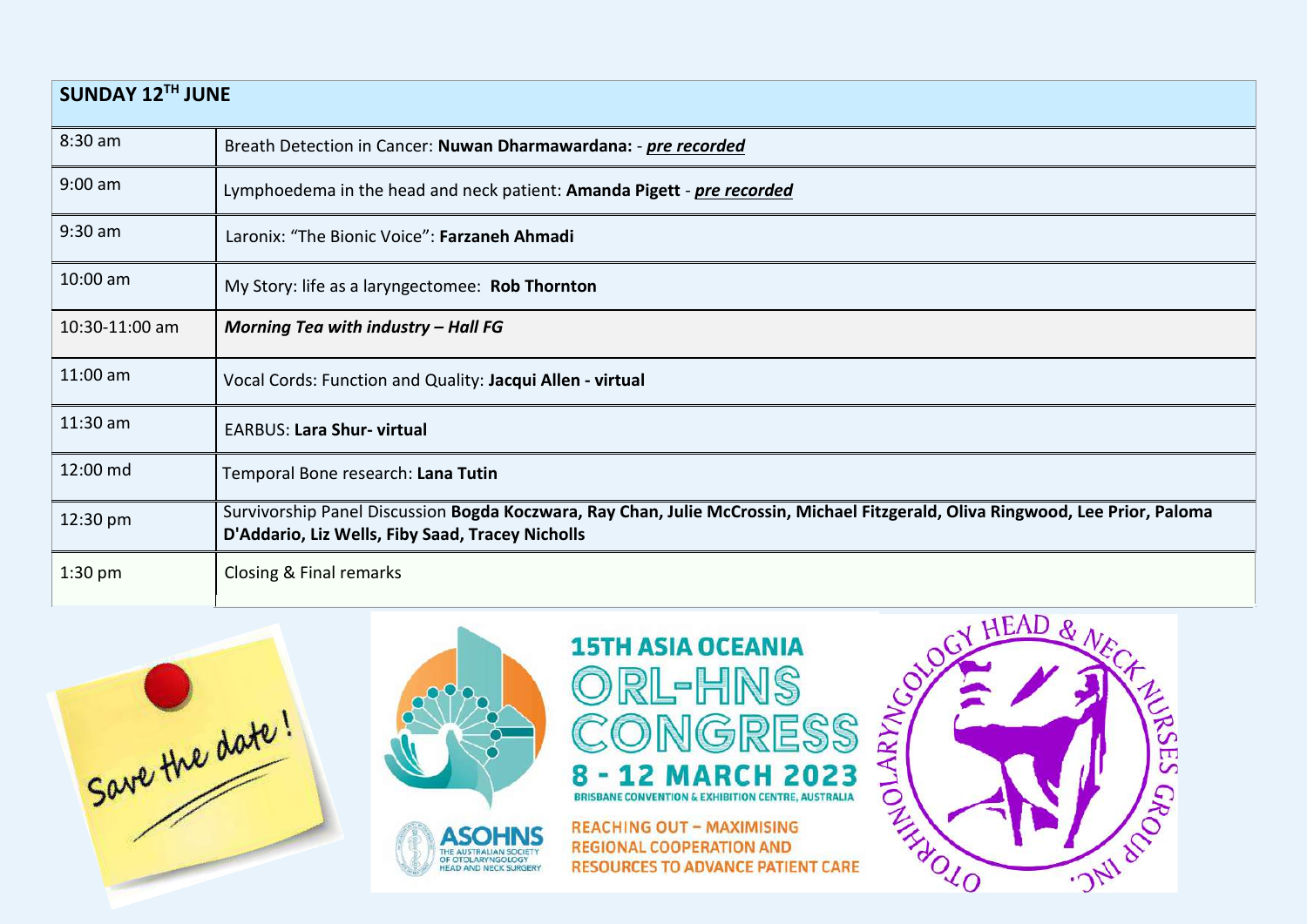| SUNDAY 12TH JUNE | |
|---|---|
| 8:30 am | Breath Detection in Cancer: **Nuwan Dharmawardana:** - ***pre recorded*** |
| 9:00 am | Lymphoedema in the head and neck patient: **Amanda Pigett** - ***pre recorded*** |
| 9:30 am | Laronix: "The Bionic Voice": **Farzaneh Ahmadi** |
| 10:00 am | My Story: life as a laryngectomee: **Rob Thornton** |
| 10:30-11:00 am | ***Morning Tea with industry – Hall FG*** |
| 11:00 am | Vocal Cords: Function and Quality: **Jacqui Allen - virtual** |
| 11:30 am | EARBUS: **Lara Shur- virtual** |
| 12:00 md | Temporal Bone research: **Lana Tutin** |
| 12:30 pm | Survivorship Panel Discussion **Bogda Koczwara, Ray Chan, Julie McCrossin, Michael Fitzgerald, Oliva Ringwood, Lee Prior, Paloma D'Addario, Liz Wells, Fiby Saad, Tracey Nicholls** |
| 1:30 pm | Closing & Final remarks |

Save the date!

15TH ASIA OCEANIA ORL-HNS CONGRESS

8 - 12 MARCH 2023

BRISBANE CONVENTION & EXHIBITION CENTRE, AUSTRALIA

REACHING OUT – MAXIMISING REGIONAL COOPERATION AND RESOURCES TO ADVANCE PATIENT CARE

ASOHNS THE AUSTRALIAN SOCIETY OF OTOLARYNGOLOGY HEAD AND NECK SURGERY

OTORHINOLARYNGOLOGY HEAD & NECK NURSES GROUP INC.